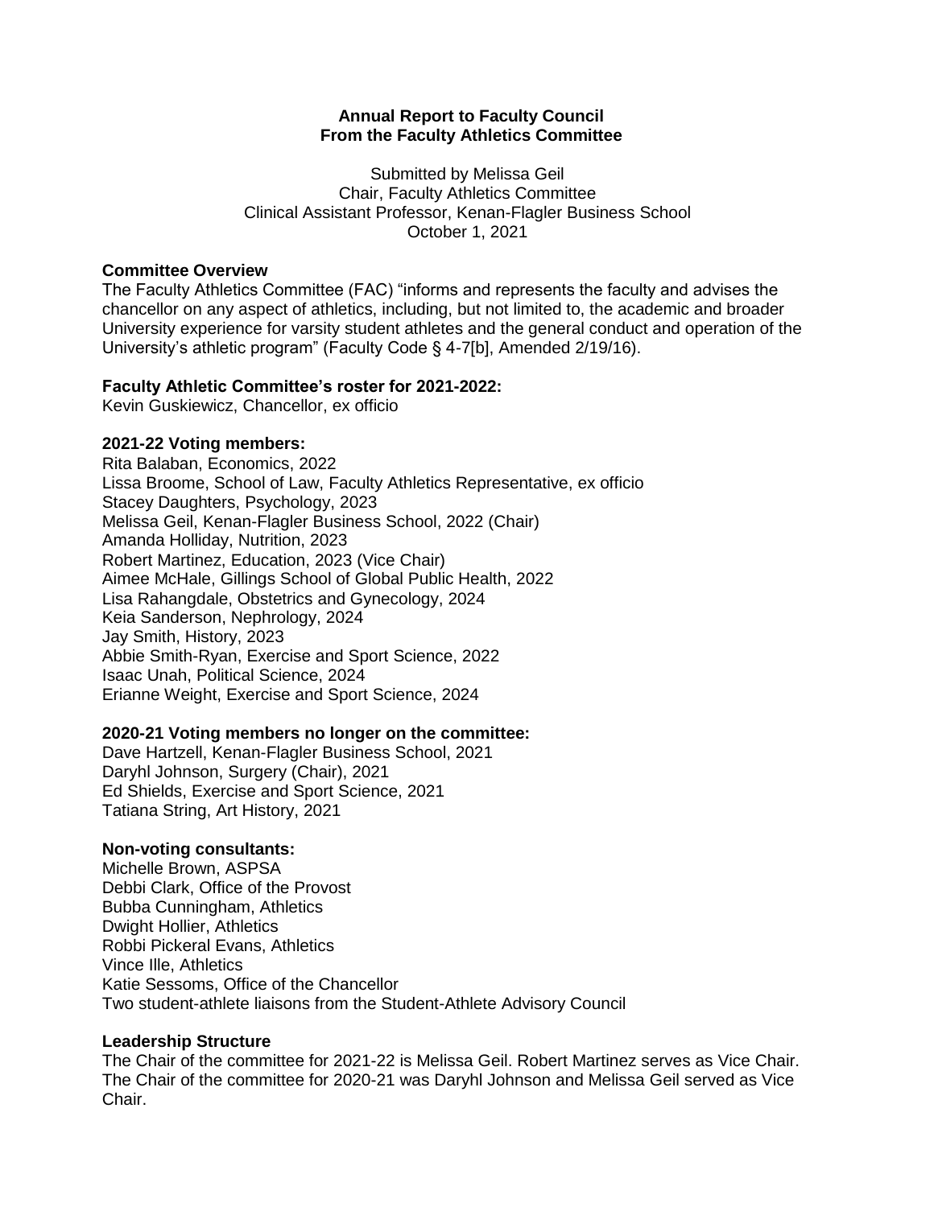**Annual Report to Faculty Council**
**From the Faculty Athletics Committee**

Submitted by Melissa Geil
Chair, Faculty Athletics Committee
Clinical Assistant Professor, Kenan-Flagler Business School
October 1, 2021

**Committee Overview**

The Faculty Athletics Committee (FAC) "informs and represents the faculty and advises the chancellor on any aspect of athletics, including, but not limited to, the academic and broader University experience for varsity student athletes and the general conduct and operation of the University's athletic program" (Faculty Code § 4-7[b], Amended 2/19/16).

**Faculty Athletic Committee's roster for 2021-2022:**

Kevin Guskiewicz, Chancellor, ex officio

**2021-22 Voting members:**

Rita Balaban, Economics, 2022
Lissa Broome, School of Law, Faculty Athletics Representative, ex officio
Stacey Daughters, Psychology, 2023
Melissa Geil, Kenan-Flagler Business School, 2022 (Chair)
Amanda Holliday, Nutrition, 2023
Robert Martinez, Education, 2023 (Vice Chair)
Aimee McHale, Gillings School of Global Public Health, 2022
Lisa Rahangdale, Obstetrics and Gynecology, 2024
Keia Sanderson, Nephrology, 2024
Jay Smith, History, 2023
Abbie Smith-Ryan, Exercise and Sport Science, 2022
Isaac Unah, Political Science, 2024
Erianne Weight, Exercise and Sport Science, 2024

**2020-21 Voting members no longer on the committee:**

Dave Hartzell, Kenan-Flagler Business School, 2021
Daryhl Johnson, Surgery (Chair), 2021
Ed Shields, Exercise and Sport Science, 2021
Tatiana String, Art History, 2021

**Non-voting consultants:**

Michelle Brown, ASPSA
Debbi Clark, Office of the Provost
Bubba Cunningham, Athletics
Dwight Hollier, Athletics
Robbi Pickeral Evans, Athletics
Vince Ille, Athletics
Katie Sessoms, Office of the Chancellor
Two student-athlete liaisons from the Student-Athlete Advisory Council

**Leadership Structure**

The Chair of the committee for 2021-22 is Melissa Geil. Robert Martinez serves as Vice Chair. The Chair of the committee for 2020-21 was Daryhl Johnson and Melissa Geil served as Vice Chair.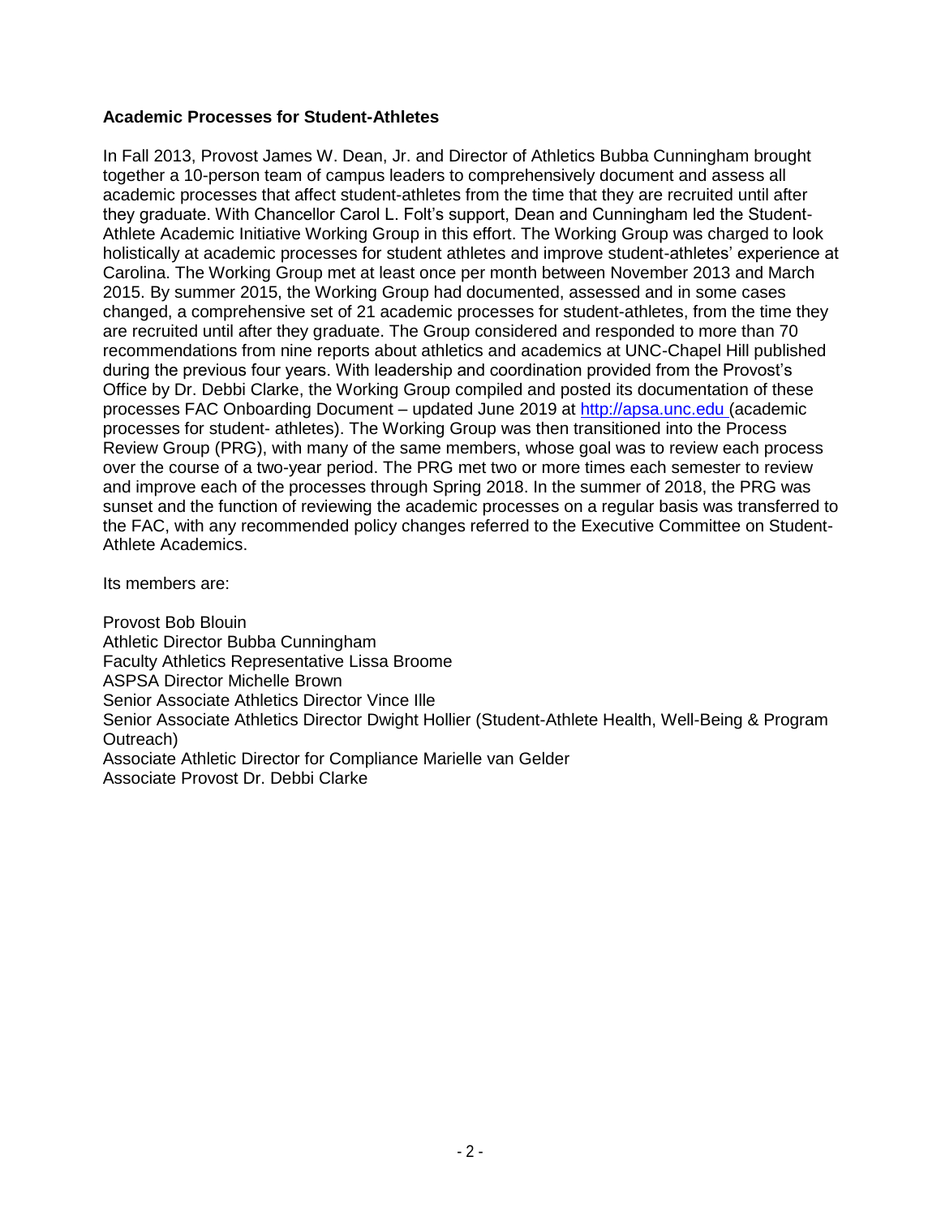**Academic Processes for Student-Athletes**

In Fall 2013, Provost James W. Dean, Jr. and Director of Athletics Bubba Cunningham brought together a 10-person team of campus leaders to comprehensively document and assess all academic processes that affect student-athletes from the time that they are recruited until after they graduate. With Chancellor Carol L. Folt's support, Dean and Cunningham led the Student-Athlete Academic Initiative Working Group in this effort. The Working Group was charged to look holistically at academic processes for student athletes and improve student-athletes' experience at Carolina. The Working Group met at least once per month between November 2013 and March 2015. By summer 2015, the Working Group had documented, assessed and in some cases changed, a comprehensive set of 21 academic processes for student-athletes, from the time they are recruited until after they graduate. The Group considered and responded to more than 70 recommendations from nine reports about athletics and academics at UNC-Chapel Hill published during the previous four years. With leadership and coordination provided from the Provost's Office by Dr. Debbi Clarke, the Working Group compiled and posted its documentation of these processes FAC Onboarding Document – updated June 2019 at [http://apsa.unc.edu](http://apsa.unc.edu) (academic processes for student- athletes). The Working Group was then transitioned into the Process Review Group (PRG), with many of the same members, whose goal was to review each process over the course of a two-year period. The PRG met two or more times each semester to review and improve each of the processes through Spring 2018. In the summer of 2018, the PRG was sunset and the function of reviewing the academic processes on a regular basis was transferred to the FAC, with any recommended policy changes referred to the Executive Committee on Student-Athlete Academics.

Its members are:

Provost Bob Blouin  
Athletic Director Bubba Cunningham  
Faculty Athletics Representative Lissa Broome  
ASPSA Director Michelle Brown  
Senior Associate Athletics Director Vince Ille  
Senior Associate Athletics Director Dwight Hollier (Student-Athlete Health, Well-Being & Program Outreach)  
Associate Athletic Director for Compliance Marielle van Gelder  
Associate Provost Dr. Debbi Clarke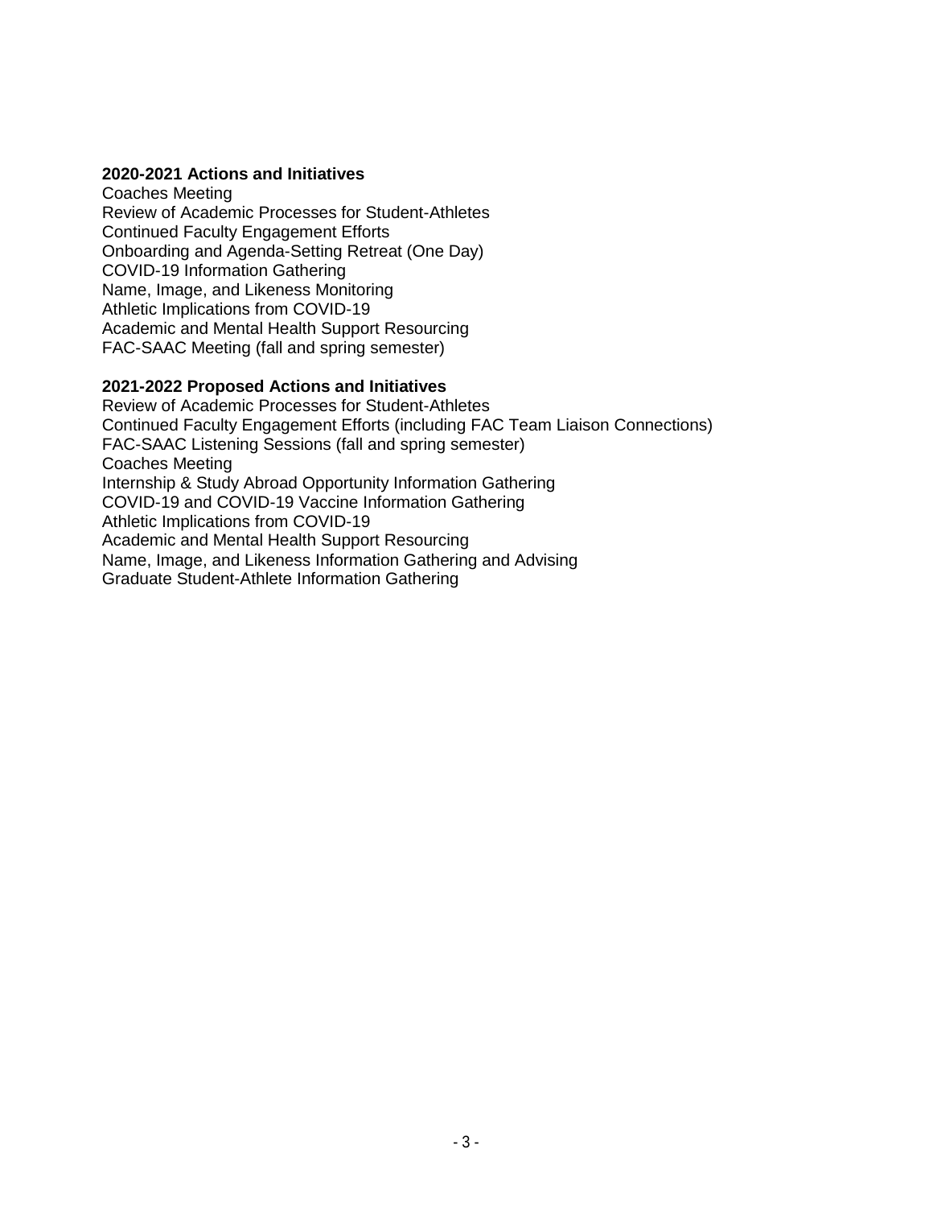**2020-2021 Actions and Initiatives**

Coaches Meeting
Review of Academic Processes for Student-Athletes
Continued Faculty Engagement Efforts
Onboarding and Agenda-Setting Retreat (One Day)
COVID-19 Information Gathering
Name, Image, and Likeness Monitoring
Athletic Implications from COVID-19
Academic and Mental Health Support Resourcing
FAC-SAAC Meeting (fall and spring semester)

**2021-2022 Proposed Actions and Initiatives**

Review of Academic Processes for Student-Athletes
Continued Faculty Engagement Efforts (including FAC Team Liaison Connections)
FAC-SAAC Listening Sessions (fall and spring semester)
Coaches Meeting
Internship & Study Abroad Opportunity Information Gathering
COVID-19 and COVID-19 Vaccine Information Gathering
Athletic Implications from COVID-19
Academic and Mental Health Support Resourcing
Name, Image, and Likeness Information Gathering and Advising
Graduate Student-Athlete Information Gathering